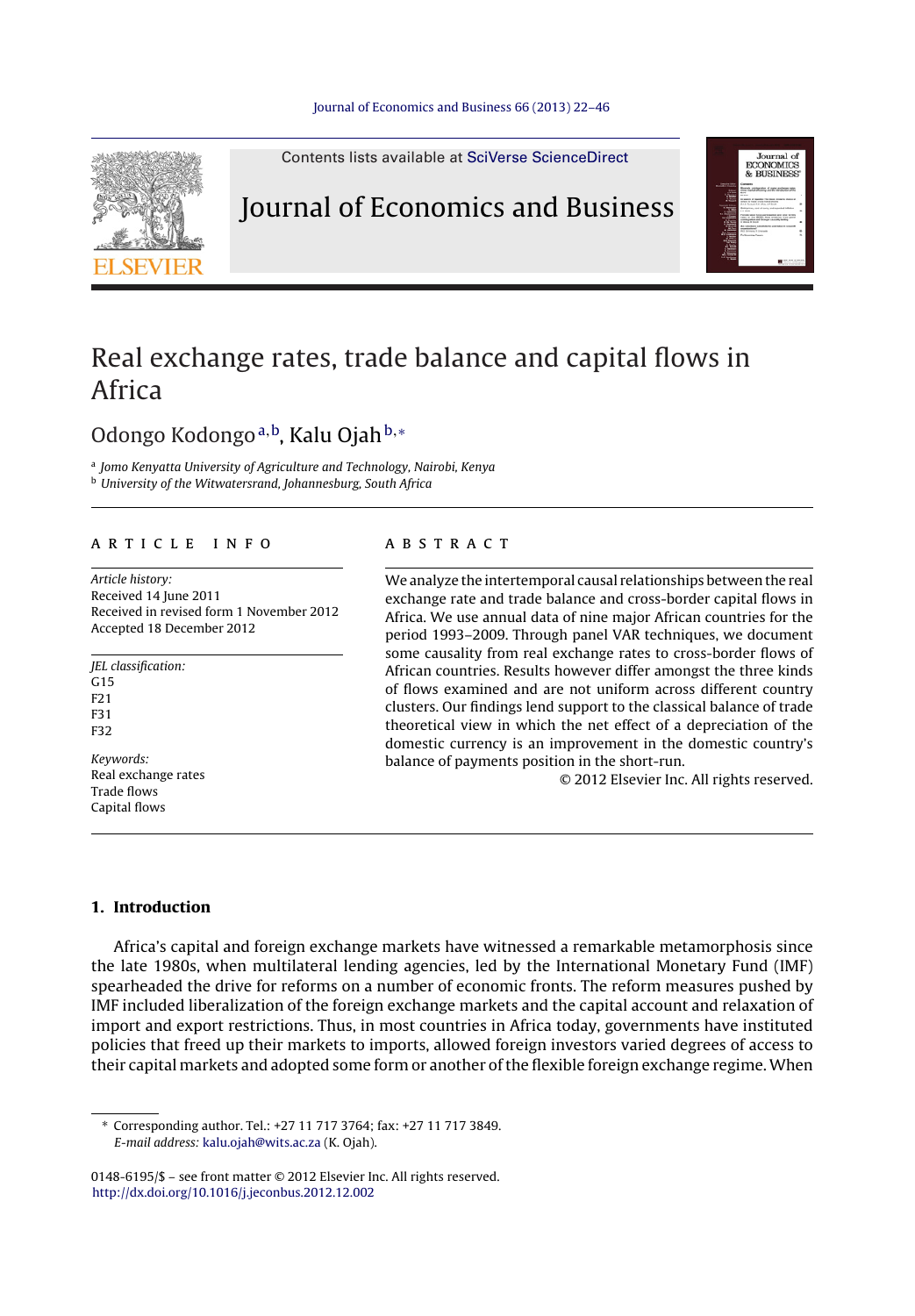Contents lists available at SciVerse ScienceDirect

# Journal of Economics and Business

# Real exchange rates, trade balance and capital flows in Africa

Odongo Kodongo [a,b], Kalu Ojah [b,*]

[a] Jomo Kenyatta University of Agriculture and Technology, Nairobi, Kenya
[b] University of the Witwatersrand, Johannesburg, South Africa

**ARTICLE INFO**

*Article history:*
Received 14 June 2011
Received in revised form 1 November 2012
Accepted 18 December 2012

*JEL classification:*
G15
F21
F31
F32

*Keywords:*
Real exchange rates
Trade flows
Capital flows

**ABSTRACT**

We analyze the intertemporal causal relationships between the real exchange rate and trade balance and cross-border capital flows in Africa. We use annual data of nine major African countries for the period 1993–2009. Through panel VAR techniques, we document some causality from real exchange rates to cross-border flows of African countries. Results however differ amongst the three kinds of flows examined and are not uniform across different country clusters. Our findings lend support to the classical balance of trade theoretical view in which the net effect of a depreciation of the domestic currency is an improvement in the domestic country's balance of payments position in the short-run.

© 2012 Elsevier Inc. All rights reserved.

## 1. Introduction

Africa's capital and foreign exchange markets have witnessed a remarkable metamorphosis since the late 1980s, when multilateral lending agencies, led by the International Monetary Fund (IMF) spearheaded the drive for reforms on a number of economic fronts. The reform measures pushed by IMF included liberalization of the foreign exchange markets and the capital account and relaxation of import and export restrictions. Thus, in most countries in Africa today, governments have instituted policies that freed up their markets to imports, allowed foreign investors varied degrees of access to their capital markets and adopted some form or another of the flexible foreign exchange regime. When

\* Corresponding author. Tel.: +27 11 717 3764; fax: +27 11 717 3849.
*E-mail address:* kalu.ojah@wits.ac.za (K. Ojah).

0148-6195/$ – see front matter © 2012 Elsevier Inc. All rights reserved.
http://dx.doi.org/10.1016/j.jeconbus.2012.12.002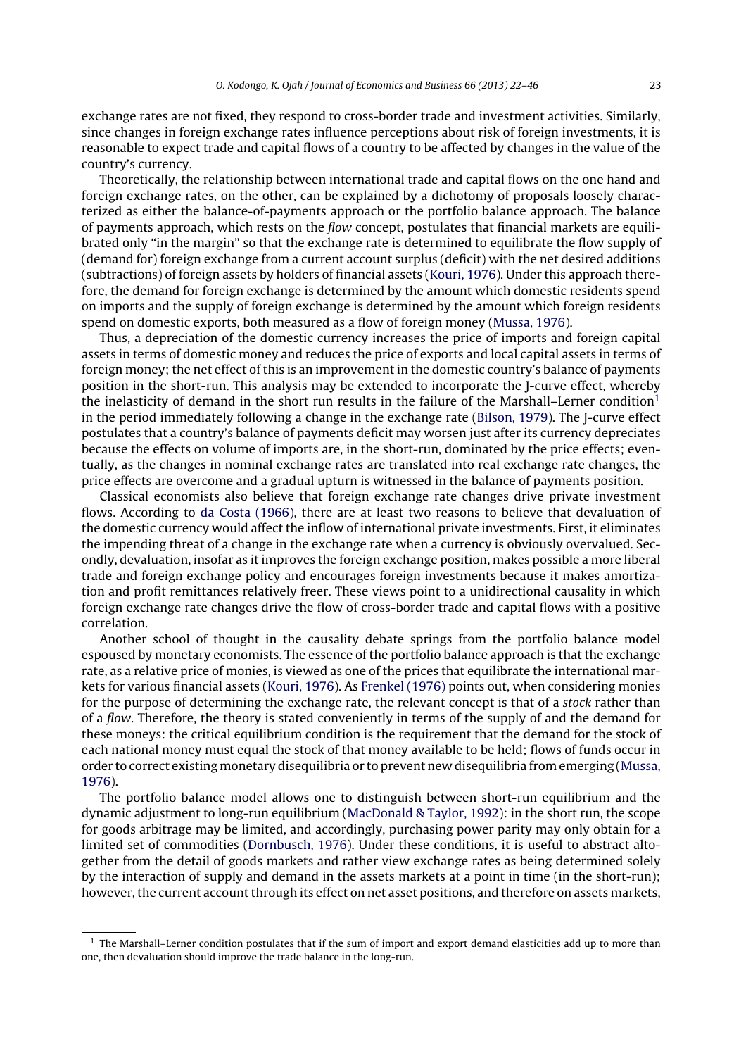exchange rates are not fixed, they respond to cross-border trade and investment activities. Similarly, since changes in foreign exchange rates influence perceptions about risk of foreign investments, it is reasonable to expect trade and capital flows of a country to be affected by changes in the value of the country's currency.

Theoretically, the relationship between international trade and capital flows on the one hand and foreign exchange rates, on the other, can be explained by a dichotomy of proposals loosely characterized as either the balance-of-payments approach or the portfolio balance approach. The balance of payments approach, which rests on the *flow* concept, postulates that financial markets are equilibrated only "in the margin" so that the exchange rate is determined to equilibrate the flow supply of (demand for) foreign exchange from a current account surplus (deficit) with the net desired additions (subtractions) of foreign assets by holders of financial assets (Kouri, 1976). Under this approach therefore, the demand for foreign exchange is determined by the amount which domestic residents spend on imports and the supply of foreign exchange is determined by the amount which foreign residents spend on domestic exports, both measured as a flow of foreign money (Mussa, 1976).

Thus, a depreciation of the domestic currency increases the price of imports and foreign capital assets in terms of domestic money and reduces the price of exports and local capital assets in terms of foreign money; the net effect of this is an improvement in the domestic country's balance of payments position in the short-run. This analysis may be extended to incorporate the J-curve effect, whereby the inelasticity of demand in the short run results in the failure of the Marshall–Lerner condition[1] in the period immediately following a change in the exchange rate (Bilson, 1979). The J-curve effect postulates that a country's balance of payments deficit may worsen just after its currency depreciates because the effects on volume of imports are, in the short-run, dominated by the price effects; eventually, as the changes in nominal exchange rates are translated into real exchange rate changes, the price effects are overcome and a gradual upturn is witnessed in the balance of payments position.

Classical economists also believe that foreign exchange rate changes drive private investment flows. According to da Costa (1966), there are at least two reasons to believe that devaluation of the domestic currency would affect the inflow of international private investments. First, it eliminates the impending threat of a change in the exchange rate when a currency is obviously overvalued. Secondly, devaluation, insofar as it improves the foreign exchange position, makes possible a more liberal trade and foreign exchange policy and encourages foreign investments because it makes amortization and profit remittances relatively freer. These views point to a unidirectional causality in which foreign exchange rate changes drive the flow of cross-border trade and capital flows with a positive correlation.

Another school of thought in the causality debate springs from the portfolio balance model espoused by monetary economists. The essence of the portfolio balance approach is that the exchange rate, as a relative price of monies, is viewed as one of the prices that equilibrate the international markets for various financial assets (Kouri, 1976). As Frenkel (1976) points out, when considering monies for the purpose of determining the exchange rate, the relevant concept is that of a *stock* rather than of a *flow*. Therefore, the theory is stated conveniently in terms of the supply of and the demand for these moneys: the critical equilibrium condition is the requirement that the demand for the stock of each national money must equal the stock of that money available to be held; flows of funds occur in order to correct existing monetary disequilibria or to prevent new disequilibria from emerging (Mussa, 1976).

The portfolio balance model allows one to distinguish between short-run equilibrium and the dynamic adjustment to long-run equilibrium (MacDonald & Taylor, 1992): in the short run, the scope for goods arbitrage may be limited, and accordingly, purchasing power parity may only obtain for a limited set of commodities (Dornbusch, 1976). Under these conditions, it is useful to abstract altogether from the detail of goods markets and rather view exchange rates as being determined solely by the interaction of supply and demand in the assets markets at a point in time (in the short-run); however, the current account through its effect on net asset positions, and therefore on assets markets,

[1] The Marshall–Lerner condition postulates that if the sum of import and export demand elasticities add up to more than one, then devaluation should improve the trade balance in the long-run.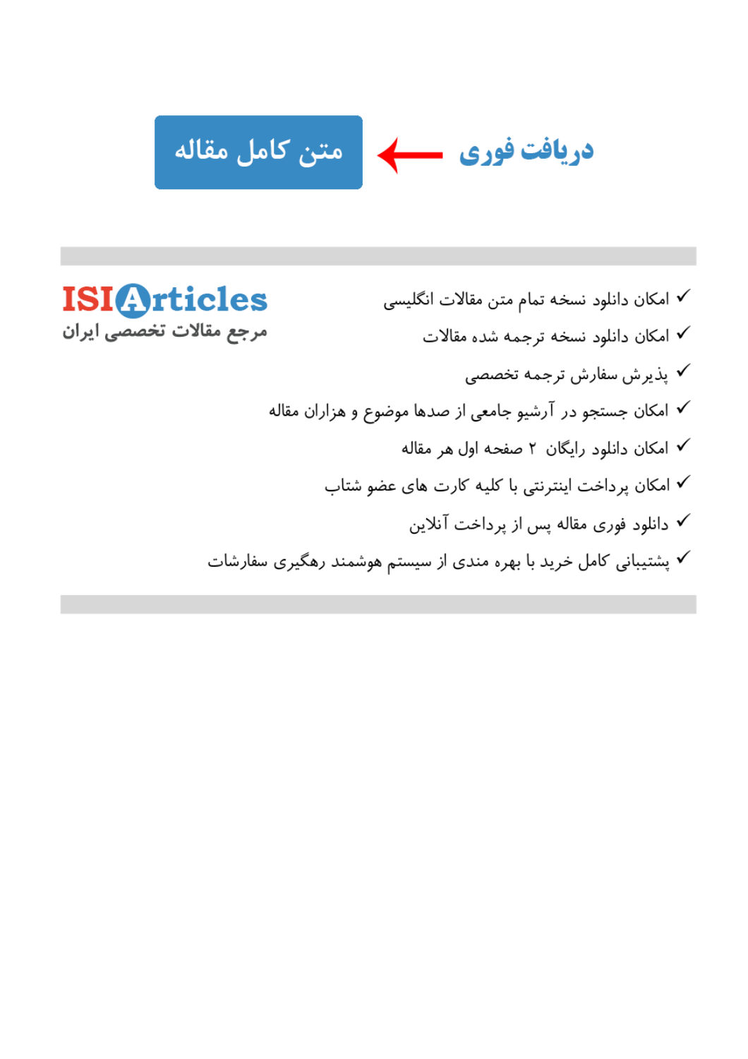دریافت فوری ← **متن کامل مقاله**

**ISIArticles**
مرجع مقالات تخصصی ایران

- ✓ امکان دانلود نسخه تمام متن مقالات انگلیسی
- ✓ امکان دانلود نسخه ترجمه شده مقالات
- ✓ پذیرش سفارش ترجمه تخصصی
- ✓ امکان جستجو در آرشیو جامعی از صدها موضوع و هزاران مقاله
- ✓ امکان دانلود رایگان ۲ صفحه اول هر مقاله
- ✓ امکان پرداخت اینترنتی با کلیه کارت های عضو شتاب
- ✓ دانلود فوری مقاله پس از پرداخت آنلاین
- ✓ پشتیبانی کامل خرید با بهره مندی از سیستم هوشمند رهگیری سفارشات